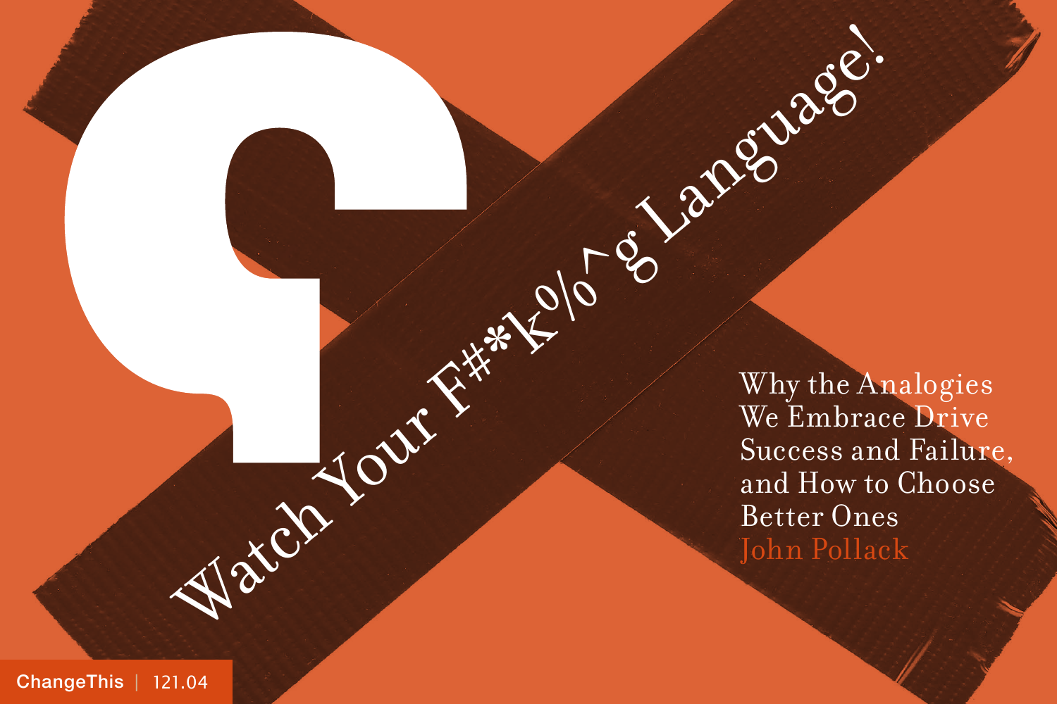# Watch Your F#*k%^g Language!

## Why the Analogies We Embrace Drive Success and Failure, and How to Choose Better Ones

John Pollack

ChangeThis | 121.04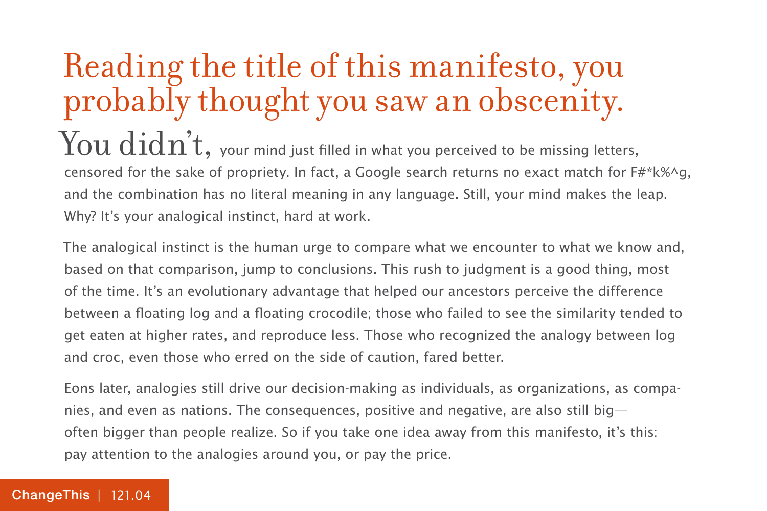# Reading the title of this manifesto, you probably thought you saw an obscenity.

You didn't, your mind just filled in what you perceived to be missing letters, censored for the sake of propriety. In fact, a Google search returns no exact match for F#*k%^g, and the combination has no literal meaning in any language. Still, your mind makes the leap. Why? It's your analogical instinct, hard at work.

The analogical instinct is the human urge to compare what we encounter to what we know and, based on that comparison, jump to conclusions. This rush to judgment is a good thing, most of the time. It's an evolutionary advantage that helped our ancestors perceive the difference between a floating log and a floating crocodile; those who failed to see the similarity tended to get eaten at higher rates, and reproduce less. Those who recognized the analogy between log and croc, even those who erred on the side of caution, fared better.

Eons later, analogies still drive our decision-making as individuals, as organizations, as companies, and even as nations. The consequences, positive and negative, are also still big—often bigger than people realize. So if you take one idea away from this manifesto, it's this: pay attention to the analogies around you, or pay the price.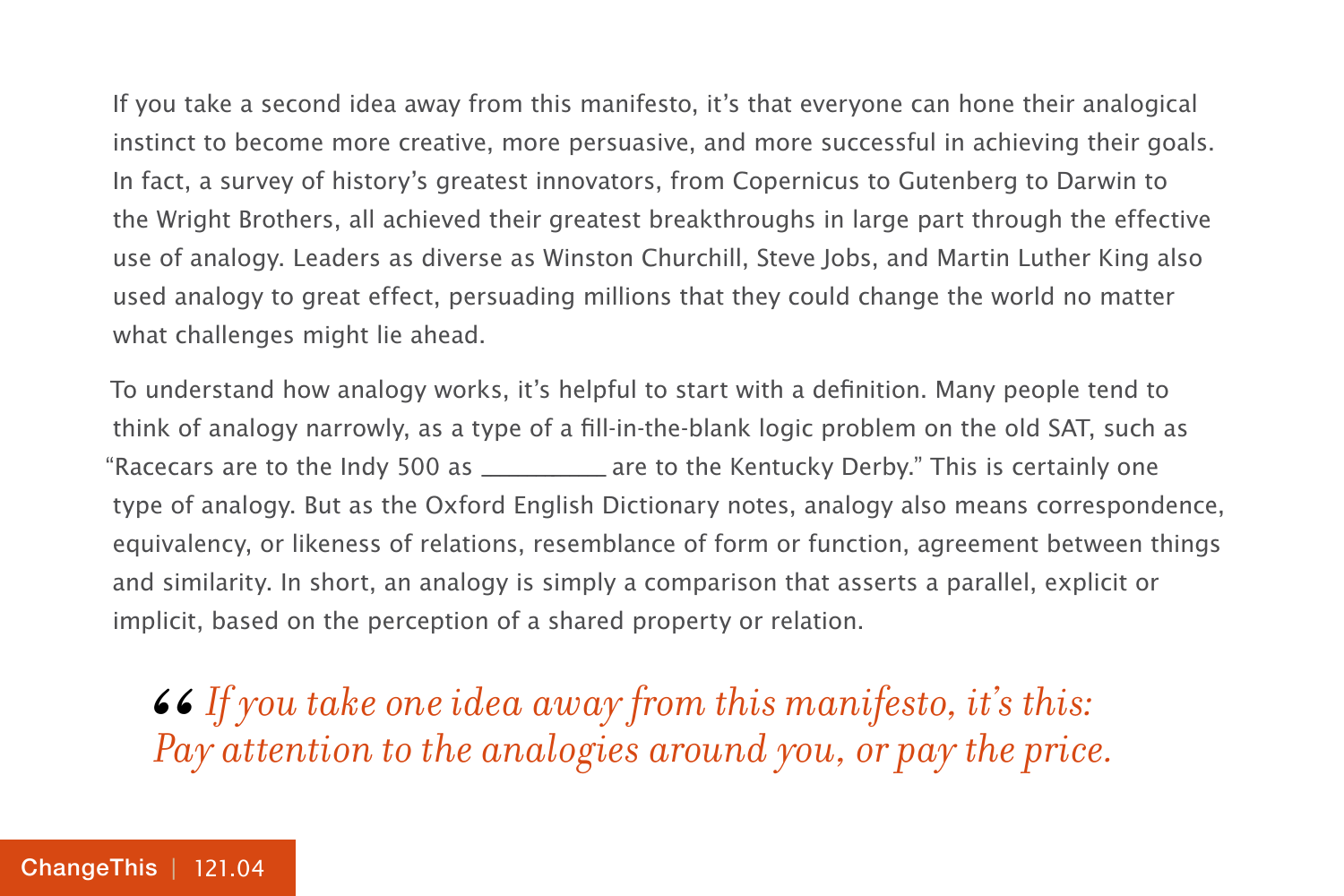If you take a second idea away from this manifesto, it's that everyone can hone their analogical instinct to become more creative, more persuasive, and more successful in achieving their goals. In fact, a survey of history's greatest innovators, from Copernicus to Gutenberg to Darwin to the Wright Brothers, all achieved their greatest breakthroughs in large part through the effective use of analogy. Leaders as diverse as Winston Churchill, Steve Jobs, and Martin Luther King also used analogy to great effect, persuading millions that they could change the world no matter what challenges might lie ahead.

To understand how analogy works, it's helpful to start with a definition. Many people tend to think of analogy narrowly, as a type of a fill-in-the-blank logic problem on the old SAT, such as "Racecars are to the Indy 500 as __________ are to the Kentucky Derby." This is certainly one type of analogy. But as the Oxford English Dictionary notes, analogy also means correspondence, equivalency, or likeness of relations, resemblance of form or function, agreement between things and similarity. In short, an analogy is simply a comparison that asserts a parallel, explicit or implicit, based on the perception of a shared property or relation.

> *“If you take one idea away from this manifesto, it's this: Pay attention to the analogies around you, or pay the price.*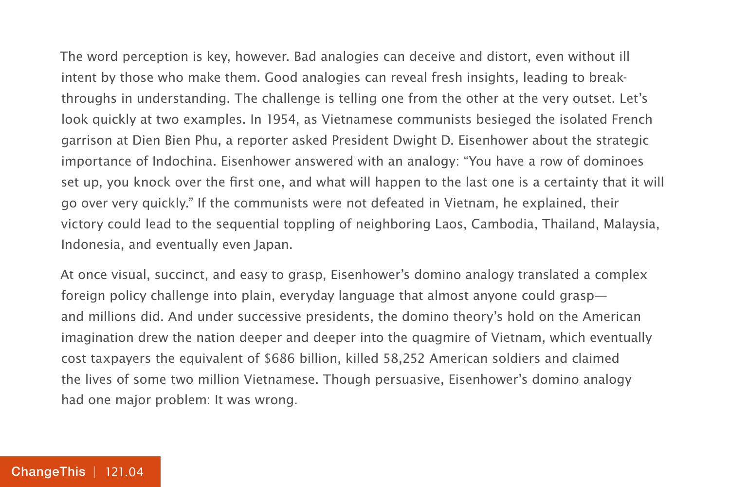The word perception is key, however. Bad analogies can deceive and distort, even without ill intent by those who make them. Good analogies can reveal fresh insights, leading to breakthroughs in understanding. The challenge is telling one from the other at the very outset. Let's look quickly at two examples. In 1954, as Vietnamese communists besieged the isolated French garrison at Dien Bien Phu, a reporter asked President Dwight D. Eisenhower about the strategic importance of Indochina. Eisenhower answered with an analogy: "You have a row of dominoes set up, you knock over the first one, and what will happen to the last one is a certainty that it will go over very quickly." If the communists were not defeated in Vietnam, he explained, their victory could lead to the sequential toppling of neighboring Laos, Cambodia, Thailand, Malaysia, Indonesia, and eventually even Japan.

At once visual, succinct, and easy to grasp, Eisenhower's domino analogy translated a complex foreign policy challenge into plain, everyday language that almost anyone could grasp—and millions did. And under successive presidents, the domino theory's hold on the American imagination drew the nation deeper and deeper into the quagmire of Vietnam, which eventually cost taxpayers the equivalent of $686 billion, killed 58,252 American soldiers and claimed the lives of some two million Vietnamese. Though persuasive, Eisenhower's domino analogy had one major problem: It was wrong.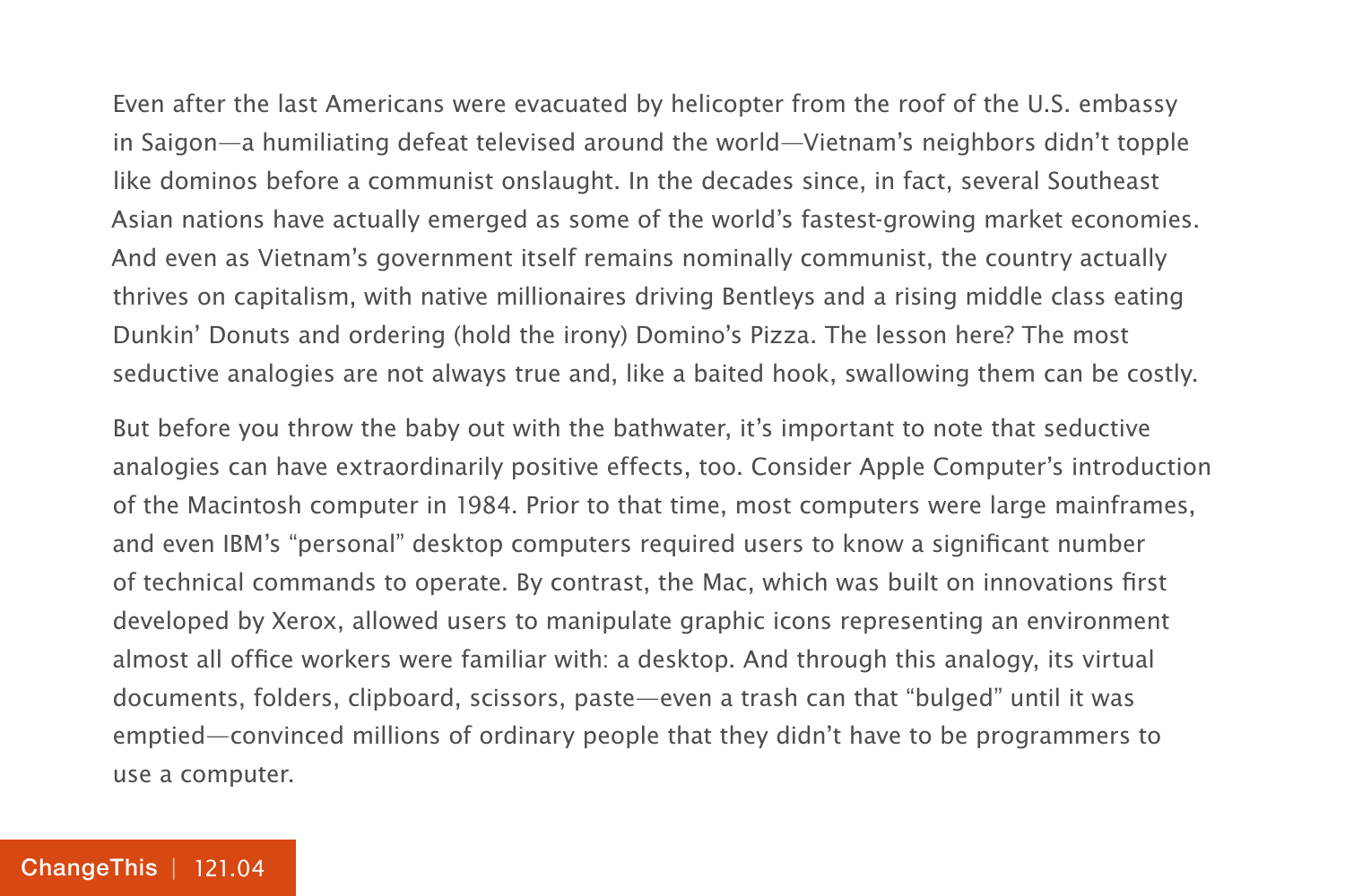Even after the last Americans were evacuated by helicopter from the roof of the U.S. embassy in Saigon—a humiliating defeat televised around the world—Vietnam's neighbors didn't topple like dominos before a communist onslaught. In the decades since, in fact, several Southeast Asian nations have actually emerged as some of the world's fastest-growing market economies. And even as Vietnam's government itself remains nominally communist, the country actually thrives on capitalism, with native millionaires driving Bentleys and a rising middle class eating Dunkin' Donuts and ordering (hold the irony) Domino's Pizza. The lesson here? The most seductive analogies are not always true and, like a baited hook, swallowing them can be costly.

But before you throw the baby out with the bathwater, it's important to note that seductive analogies can have extraordinarily positive effects, too. Consider Apple Computer's introduction of the Macintosh computer in 1984. Prior to that time, most computers were large mainframes, and even IBM's "personal" desktop computers required users to know a significant number of technical commands to operate. By contrast, the Mac, which was built on innovations first developed by Xerox, allowed users to manipulate graphic icons representing an environment almost all office workers were familiar with: a desktop. And through this analogy, its virtual documents, folders, clipboard, scissors, paste—even a trash can that "bulged" until it was emptied—convinced millions of ordinary people that they didn't have to be programmers to use a computer.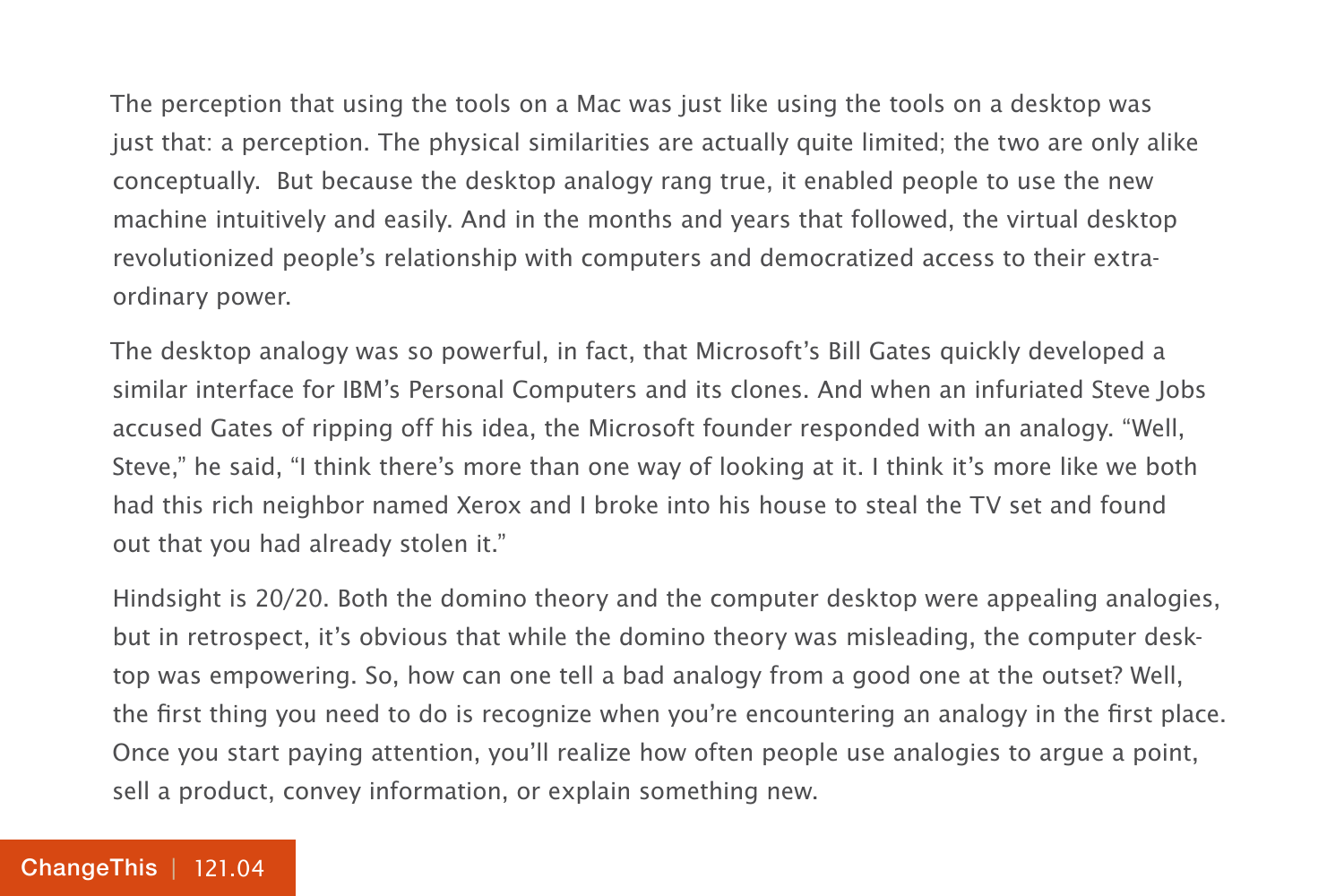The perception that using the tools on a Mac was just like using the tools on a desktop was just that: a perception. The physical similarities are actually quite limited; the two are only alike conceptually. But because the desktop analogy rang true, it enabled people to use the new machine intuitively and easily. And in the months and years that followed, the virtual desktop revolutionized people's relationship with computers and democratized access to their extraordinary power.

The desktop analogy was so powerful, in fact, that Microsoft's Bill Gates quickly developed a similar interface for IBM's Personal Computers and its clones. And when an infuriated Steve Jobs accused Gates of ripping off his idea, the Microsoft founder responded with an analogy. "Well, Steve," he said, "I think there's more than one way of looking at it. I think it's more like we both had this rich neighbor named Xerox and I broke into his house to steal the TV set and found out that you had already stolen it."

Hindsight is 20/20. Both the domino theory and the computer desktop were appealing analogies, but in retrospect, it's obvious that while the domino theory was misleading, the computer desktop was empowering. So, how can one tell a bad analogy from a good one at the outset? Well, the first thing you need to do is recognize when you're encountering an analogy in the first place. Once you start paying attention, you'll realize how often people use analogies to argue a point, sell a product, convey information, or explain something new.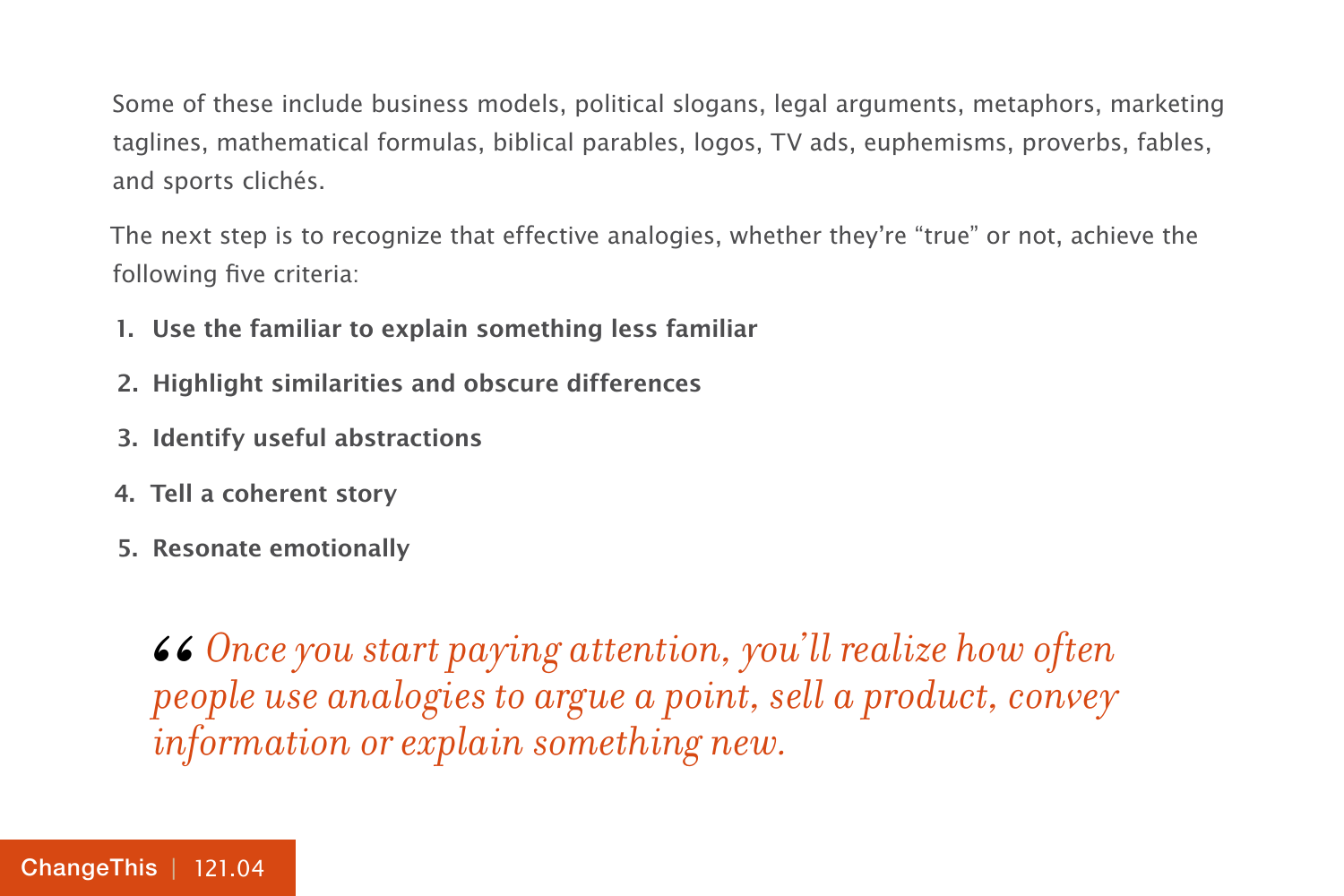Some of these include business models, political slogans, legal arguments, metaphors, marketing taglines, mathematical formulas, biblical parables, logos, TV ads, euphemisms, proverbs, fables, and sports clichés.

The next step is to recognize that effective analogies, whether they're "true" or not, achieve the following five criteria:

1. **Use the familiar to explain something less familiar**
2. **Highlight similarities and obscure differences**
3. **Identify useful abstractions**
4. **Tell a coherent story**
5. **Resonate emotionally**

> *"Once you start paying attention, you'll realize how often people use analogies to argue a point, sell a product, convey information or explain something new.*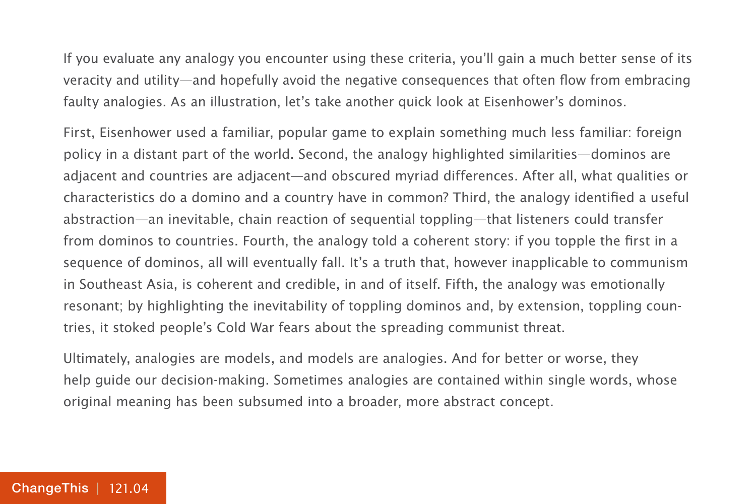If you evaluate any analogy you encounter using these criteria, you'll gain a much better sense of its veracity and utility—and hopefully avoid the negative consequences that often flow from embracing faulty analogies. As an illustration, let's take another quick look at Eisenhower's dominos.

First, Eisenhower used a familiar, popular game to explain something much less familiar: foreign policy in a distant part of the world. Second, the analogy highlighted similarities—dominos are adjacent and countries are adjacent—and obscured myriad differences. After all, what qualities or characteristics do a domino and a country have in common? Third, the analogy identified a useful abstraction—an inevitable, chain reaction of sequential toppling—that listeners could transfer from dominos to countries. Fourth, the analogy told a coherent story: if you topple the first in a sequence of dominos, all will eventually fall. It's a truth that, however inapplicable to communism in Southeast Asia, is coherent and credible, in and of itself. Fifth, the analogy was emotionally resonant; by highlighting the inevitability of toppling dominos and, by extension, toppling countries, it stoked people's Cold War fears about the spreading communist threat.

Ultimately, analogies are models, and models are analogies. And for better or worse, they help guide our decision-making. Sometimes analogies are contained within single words, whose original meaning has been subsumed into a broader, more abstract concept.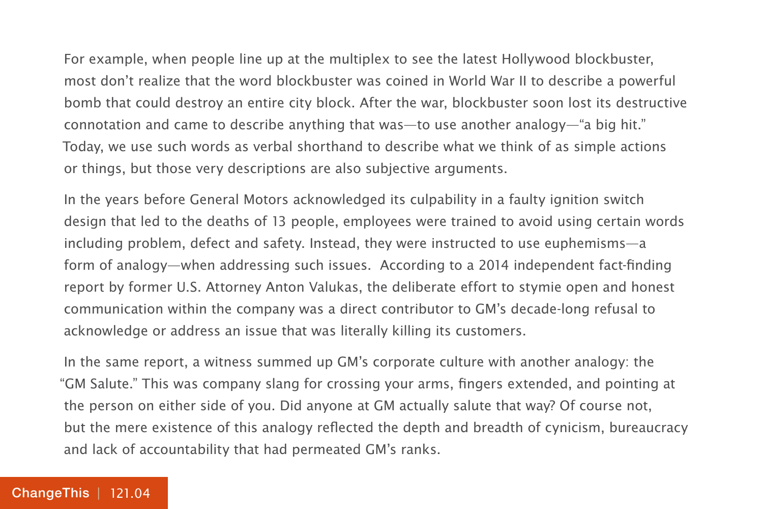For example, when people line up at the multiplex to see the latest Hollywood blockbuster, most don't realize that the word blockbuster was coined in World War II to describe a powerful bomb that could destroy an entire city block. After the war, blockbuster soon lost its destructive connotation and came to describe anything that was—to use another analogy—"a big hit." Today, we use such words as verbal shorthand to describe what we think of as simple actions or things, but those very descriptions are also subjective arguments.

In the years before General Motors acknowledged its culpability in a faulty ignition switch design that led to the deaths of 13 people, employees were trained to avoid using certain words including problem, defect and safety. Instead, they were instructed to use euphemisms—a form of analogy—when addressing such issues.  According to a 2014 independent fact-finding report by former U.S. Attorney Anton Valukas, the deliberate effort to stymie open and honest communication within the company was a direct contributor to GM's decade-long refusal to acknowledge or address an issue that was literally killing its customers.

In the same report, a witness summed up GM's corporate culture with another analogy: the "GM Salute." This was company slang for crossing your arms, fingers extended, and pointing at the person on either side of you. Did anyone at GM actually salute that way? Of course not, but the mere existence of this analogy reflected the depth and breadth of cynicism, bureaucracy and lack of accountability that had permeated GM's ranks.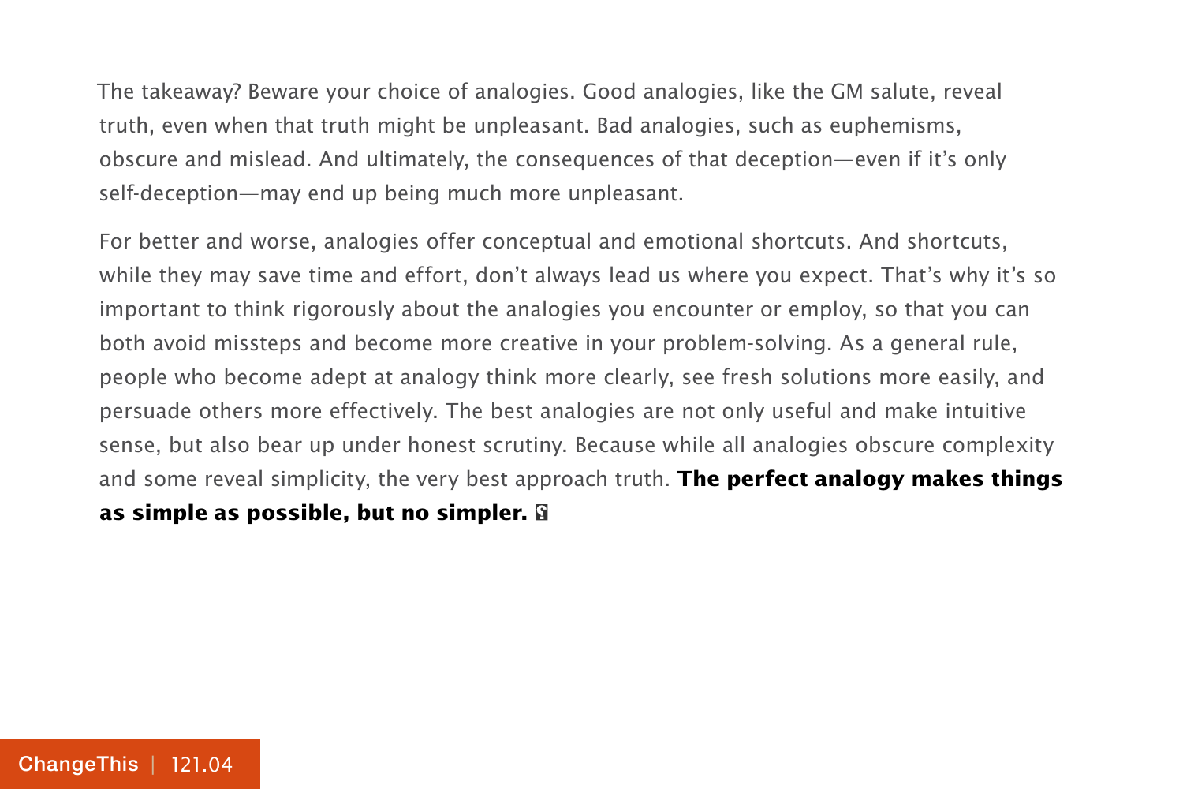The takeaway? Beware your choice of analogies. Good analogies, like the GM salute, reveal truth, even when that truth might be unpleasant. Bad analogies, such as euphemisms, obscure and mislead. And ultimately, the consequences of that deception—even if it's only self-deception—may end up being much more unpleasant.

For better and worse, analogies offer conceptual and emotional shortcuts. And shortcuts, while they may save time and effort, don't always lead us where you expect. That's why it's so important to think rigorously about the analogies you encounter or employ, so that you can both avoid missteps and become more creative in your problem-solving. As a general rule, people who become adept at analogy think more clearly, see fresh solutions more easily, and persuade others more effectively. The best analogies are not only useful and make intuitive sense, but also bear up under honest scrutiny. Because while all analogies obscure complexity and some reveal simplicity, the very best approach truth. **The perfect analogy makes things as simple as possible, but no simpler.**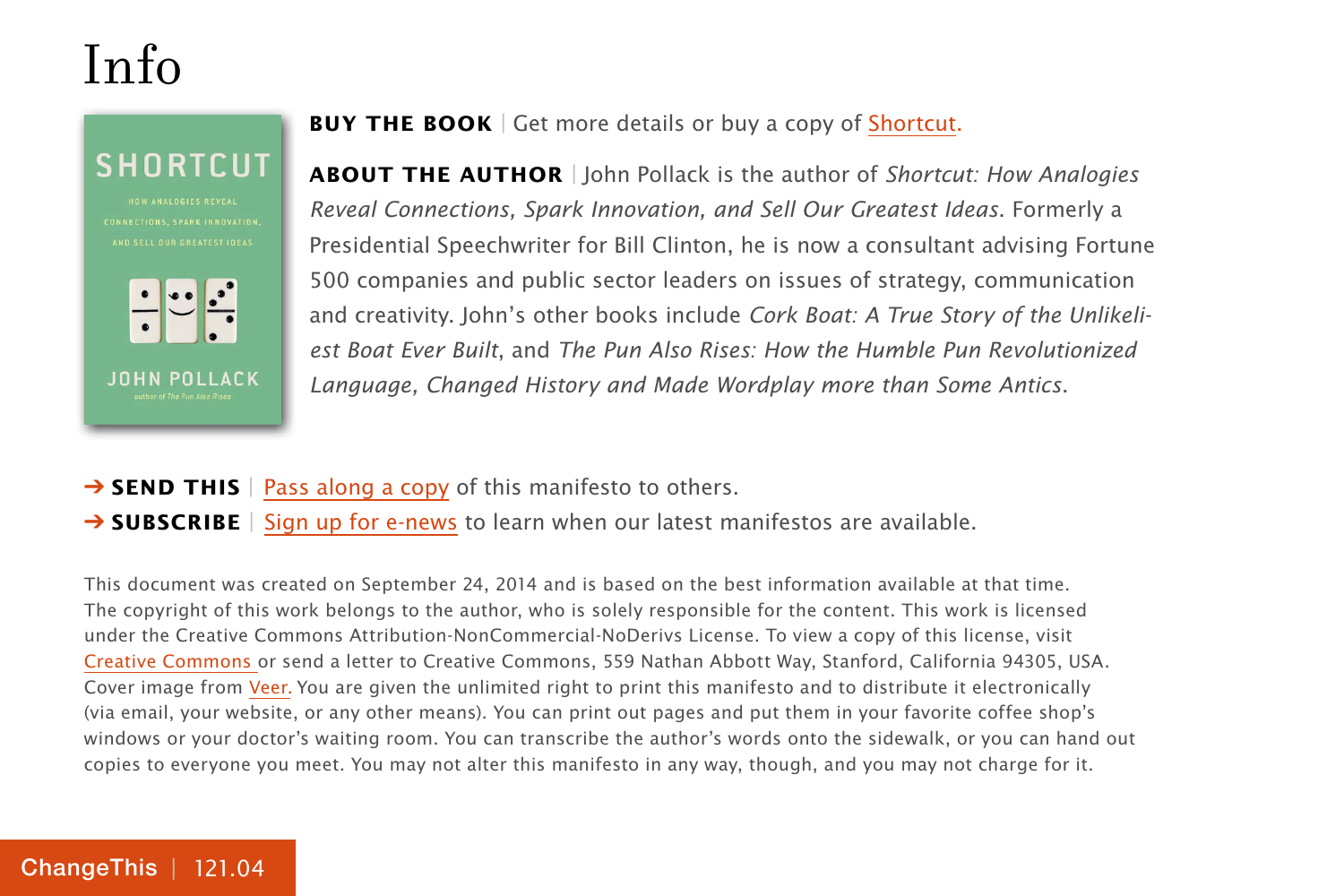# Info

**BUY THE BOOK** | Get more details or buy a copy of Shortcut.

**ABOUT THE AUTHOR** | John Pollack is the author of *Shortcut: How Analogies Reveal Connections, Spark Innovation, and Sell Our Greatest Ideas*. Formerly a Presidential Speechwriter for Bill Clinton, he is now a consultant advising Fortune 500 companies and public sector leaders on issues of strategy, communication and creativity. John's other books include *Cork Boat: A True Story of the Unlikeliest Boat Ever Built*, and *The Pun Also Rises: How the Humble Pun Revolutionized Language, Changed History and Made Wordplay more than Some Antics*.

➔ **SEND THIS** | Pass along a copy of this manifesto to others.

➔ **SUBSCRIBE** | Sign up for e-news to learn when our latest manifestos are available.

This document was created on September 24, 2014 and is based on the best information available at that time. The copyright of this work belongs to the author, who is solely responsible for the content. This work is licensed under the Creative Commons Attribution-NonCommercial-NoDerivs License. To view a copy of this license, visit Creative Commons or send a letter to Creative Commons, 559 Nathan Abbott Way, Stanford, California 94305, USA. Cover image from Veer. You are given the unlimited right to print this manifesto and to distribute it electronically (via email, your website, or any other means). You can print out pages and put them in your favorite coffee shop's windows or your doctor's waiting room. You can transcribe the author's words onto the sidewalk, or you can hand out copies to everyone you meet. You may not alter this manifesto in any way, though, and you may not charge for it.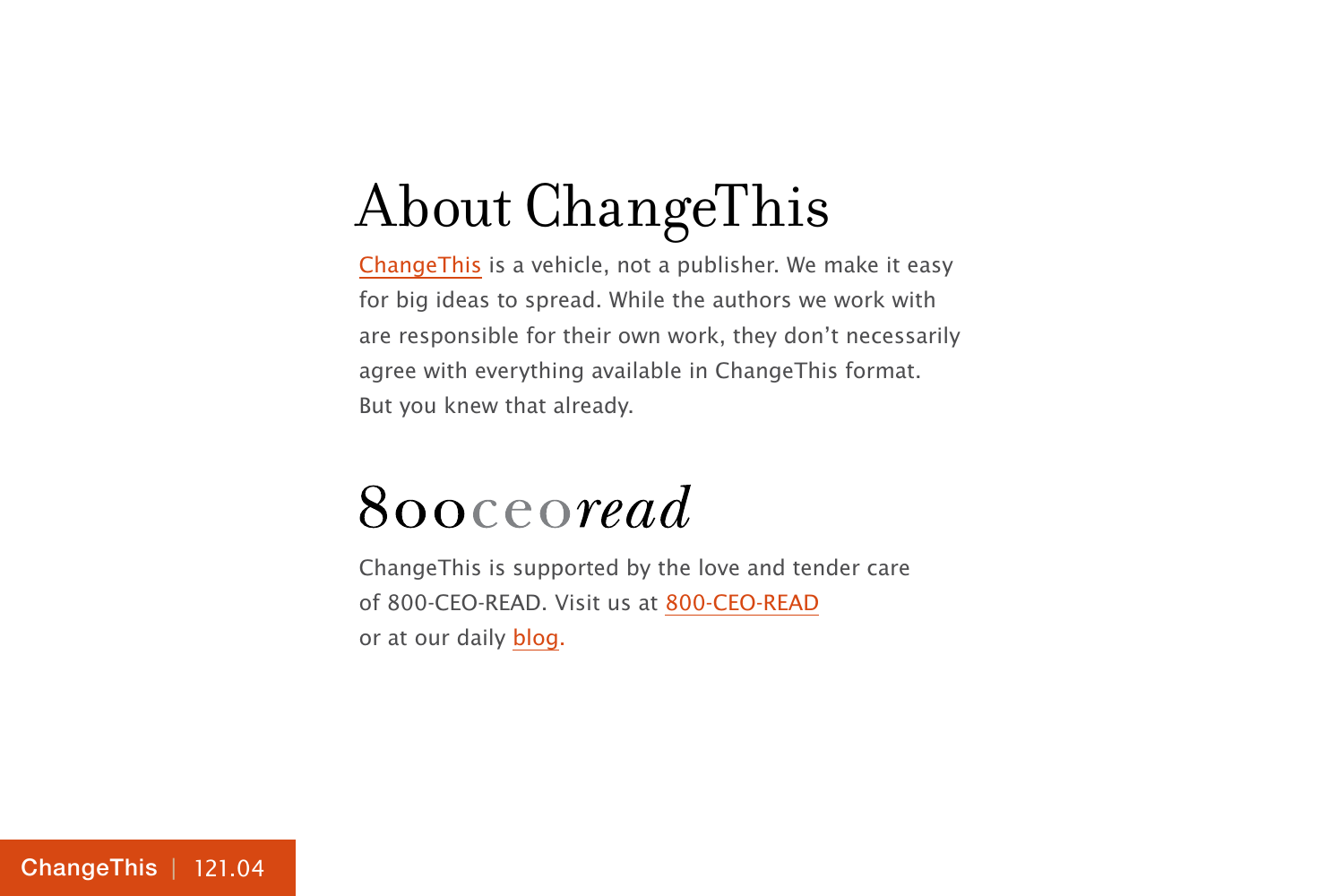# About ChangeThis

ChangeThis is a vehicle, not a publisher. We make it easy for big ideas to spread. While the authors we work with are responsible for their own work, they don't necessarily agree with everything available in ChangeThis format. But you knew that already.

# 800ceoread

ChangeThis is supported by the love and tender care of 800-CEO-READ. Visit us at 800-CEO-READ or at our daily blog.